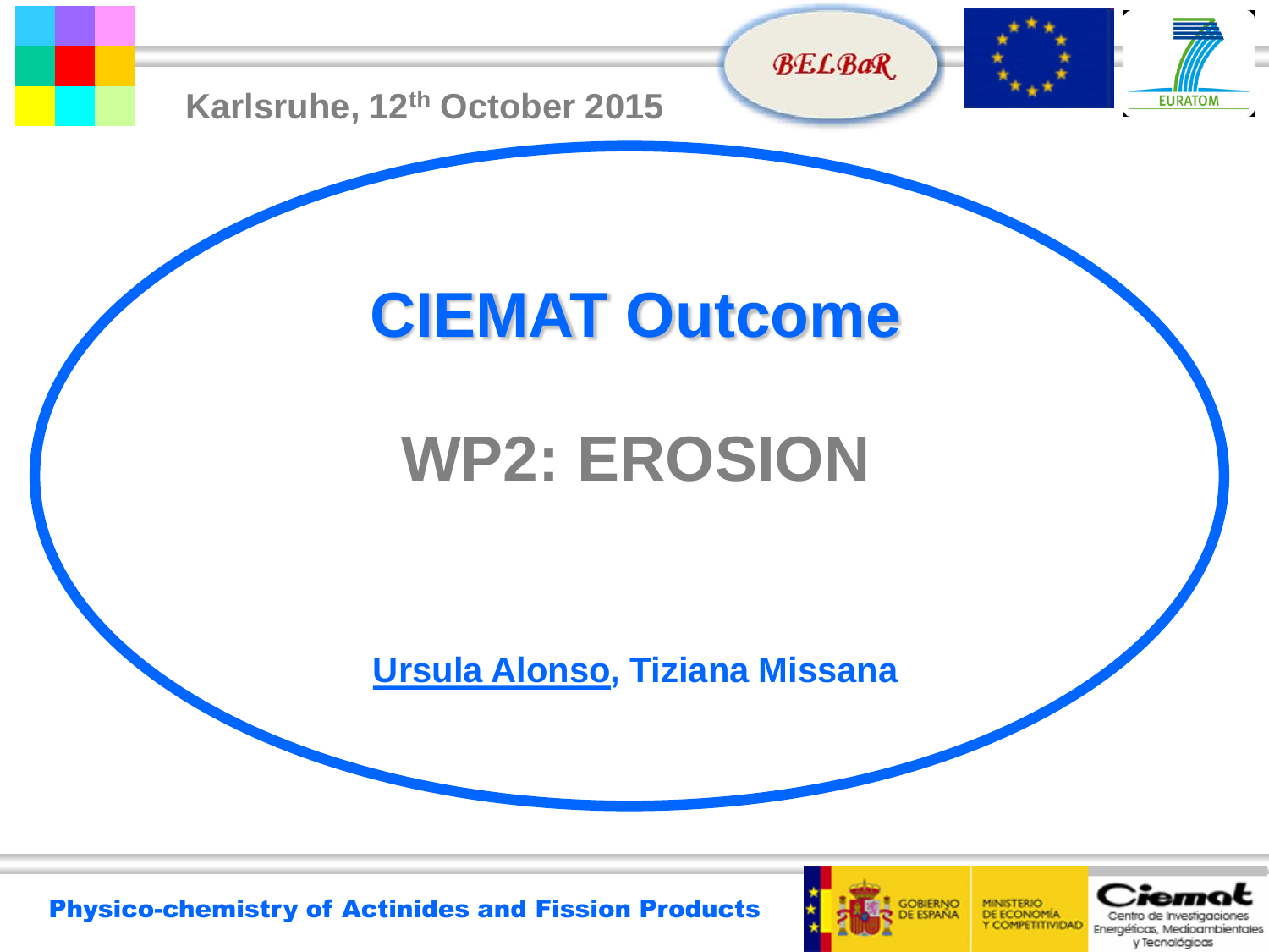Karlsruhe, 12th October 2015

BELBaR

EURATOM

# CIEMAT Outcome

## WP2: EROSION

Ursula Alonso, Tiziana Missana

**Physico-chemistry of Actinides and Fission Products**

GOBIERNO DE ESPAÑA

MINISTERIO DE ECONOMÍA Y COMPETITIVIDAD

Ciemat

Centro de Investigaciones Energéticas, Medioambientales y Tecnológicas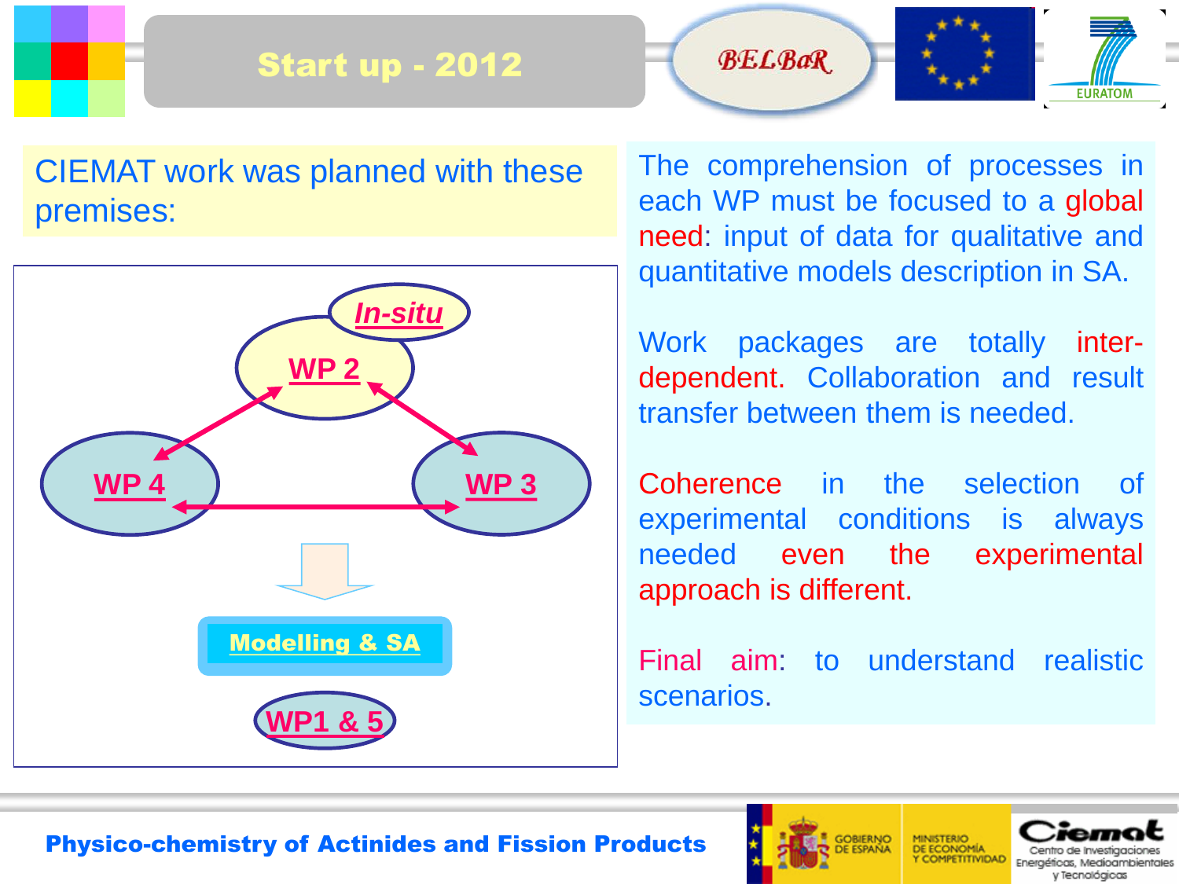# Start up - 2012

CIEMAT work was planned with these premises:

In-situ

WP 2

WP 4

WP 3

Modelling & SA

WP1 & 5

The comprehension of processes in each WP must be focused to a global need: input of data for qualitative and quantitative models description in SA.

Work packages are totally inter-dependent. Collaboration and result transfer between them is needed.

Coherence in the selection of experimental conditions is always needed even the experimental approach is different.

Final aim: to understand realistic scenarios.

Physico-chemistry of Actinides and Fission Products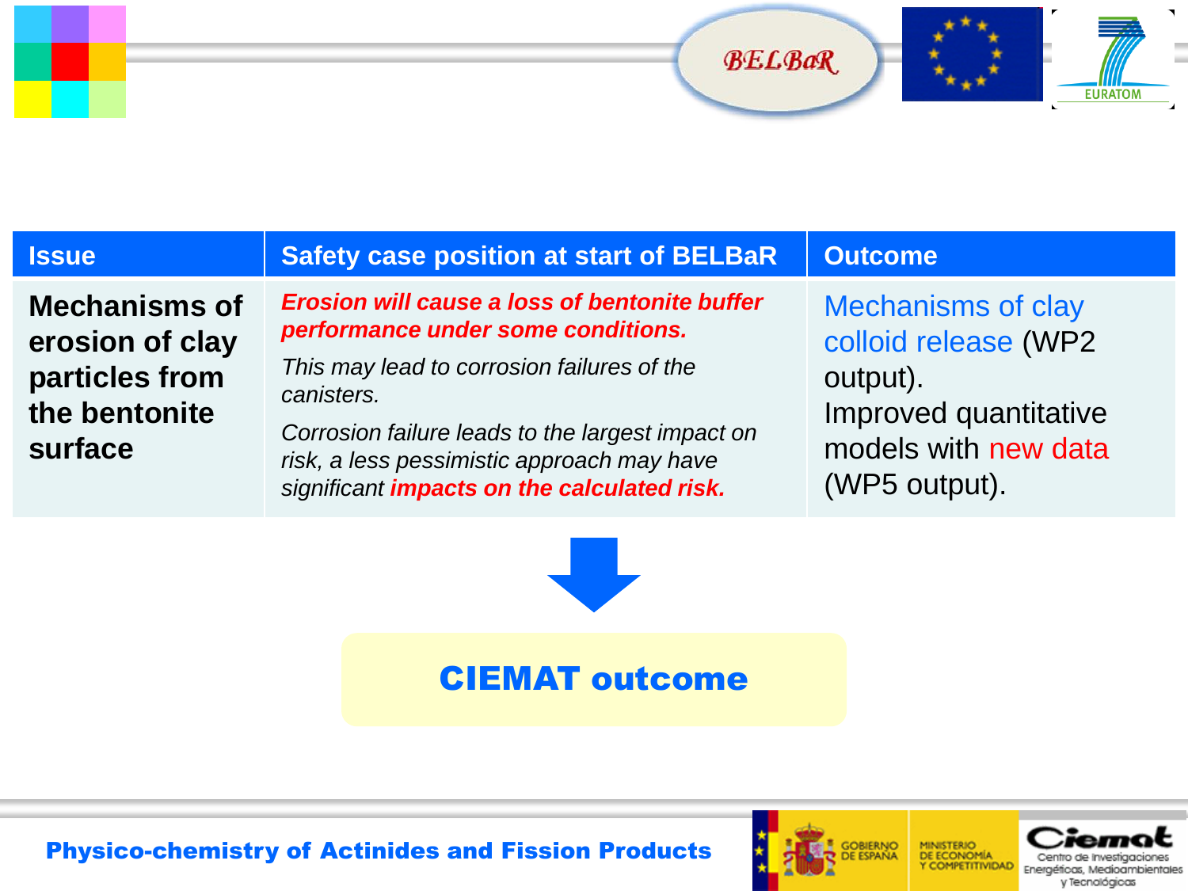| Issue | Safety case position at start of BELBaR | Outcome |
|---|---|---|
| **Mechanisms of erosion of clay particles from the bentonite surface** | ***Erosion will cause a loss of bentonite buffer performance under some conditions.*** *This may lead to corrosion failures of the canisters.* *Corrosion failure leads to the largest impact on risk, a less pessimistic approach may have significant* ***impacts on the calculated risk.*** | Mechanisms of clay colloid release (WP2 output). Improved quantitative models with new data (WP5 output). |

**CIEMAT outcome**

Physico-chemistry of Actinides and Fission Products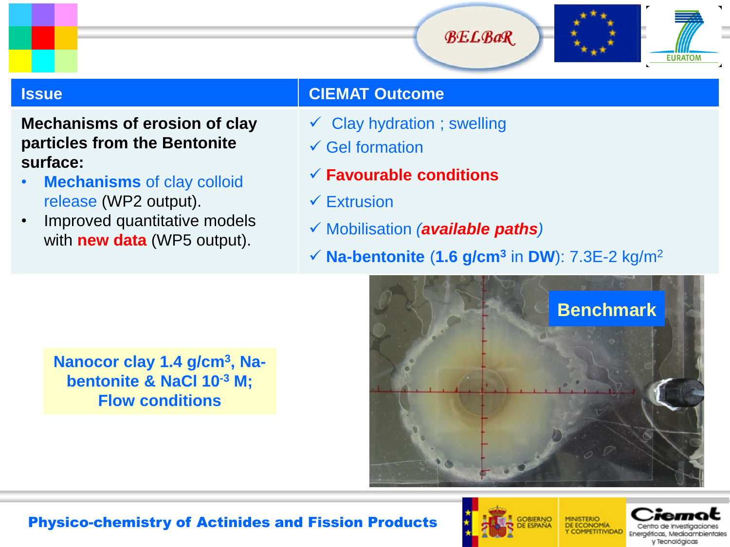| Issue | CIEMAT Outcome |
|---|---|
| **Mechanisms of erosion of clay particles from the Bentonite surface:**<br>• **Mechanisms** of clay colloid release (WP2 output).<br>• Improved quantitative models with **new data** (WP5 output). | ✓ Clay hydration ; swelling<br>✓ Gel formation<br>✓ **Favourable conditions**<br>✓ Extrusion<br>✓ Mobilisation (***available paths***)<br>✓ **Na-bentonite** (**1.6 g/cm³** in **DW**): 7.3E-2 kg/m² |

**Nanocor clay 1.4 g/cm³, Na-bentonite & NaCl $10^{-3}$ M; Flow conditions**

**Benchmark**

**Physico-chemistry of Actinides and Fission Products**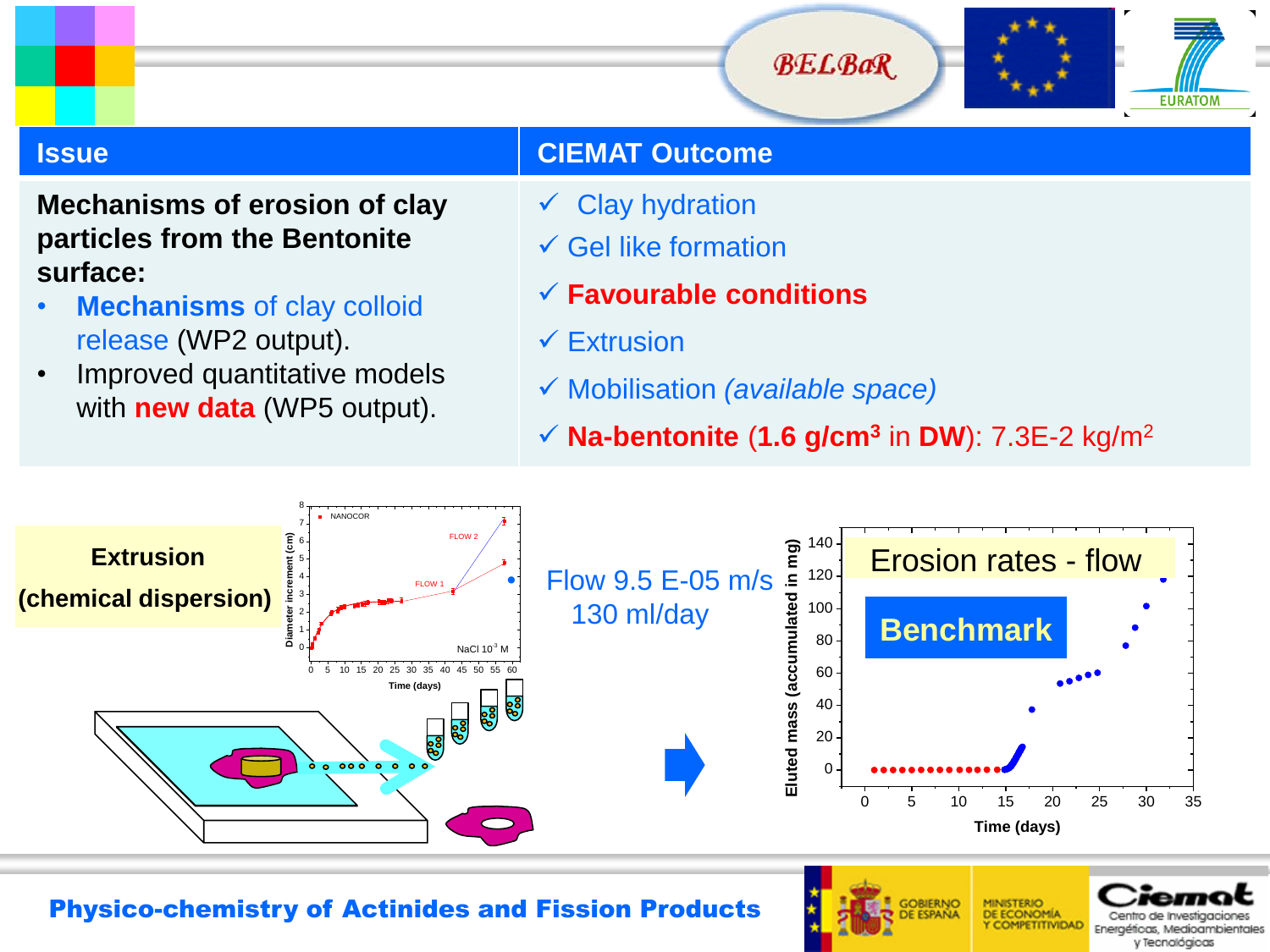| Issue | CIEMAT Outcome |
|---|---|
| **Mechanisms of erosion of clay particles from the Bentonite surface:** <br> • **Mechanisms** of clay colloid release (WP2 output). <br> • Improved quantitative models with **new data** (WP5 output). | ✓ Clay hydration <br> ✓ Gel like formation <br> ✓ **Favourable conditions** <br> ✓ Extrusion <br> ✓ Mobilisation *(available space)* <br> ✓ **Na-bentonite** (**1.6 g/cm³** in **DW**): 7.3E-2 kg/m² |

**Extrusion**

**(chemical dispersion)**

Flow 9.5 E-05 m/s
130 ml/day

Erosion rates - flow

**Benchmark**

**Physico-chemistry of Actinides and Fission Products**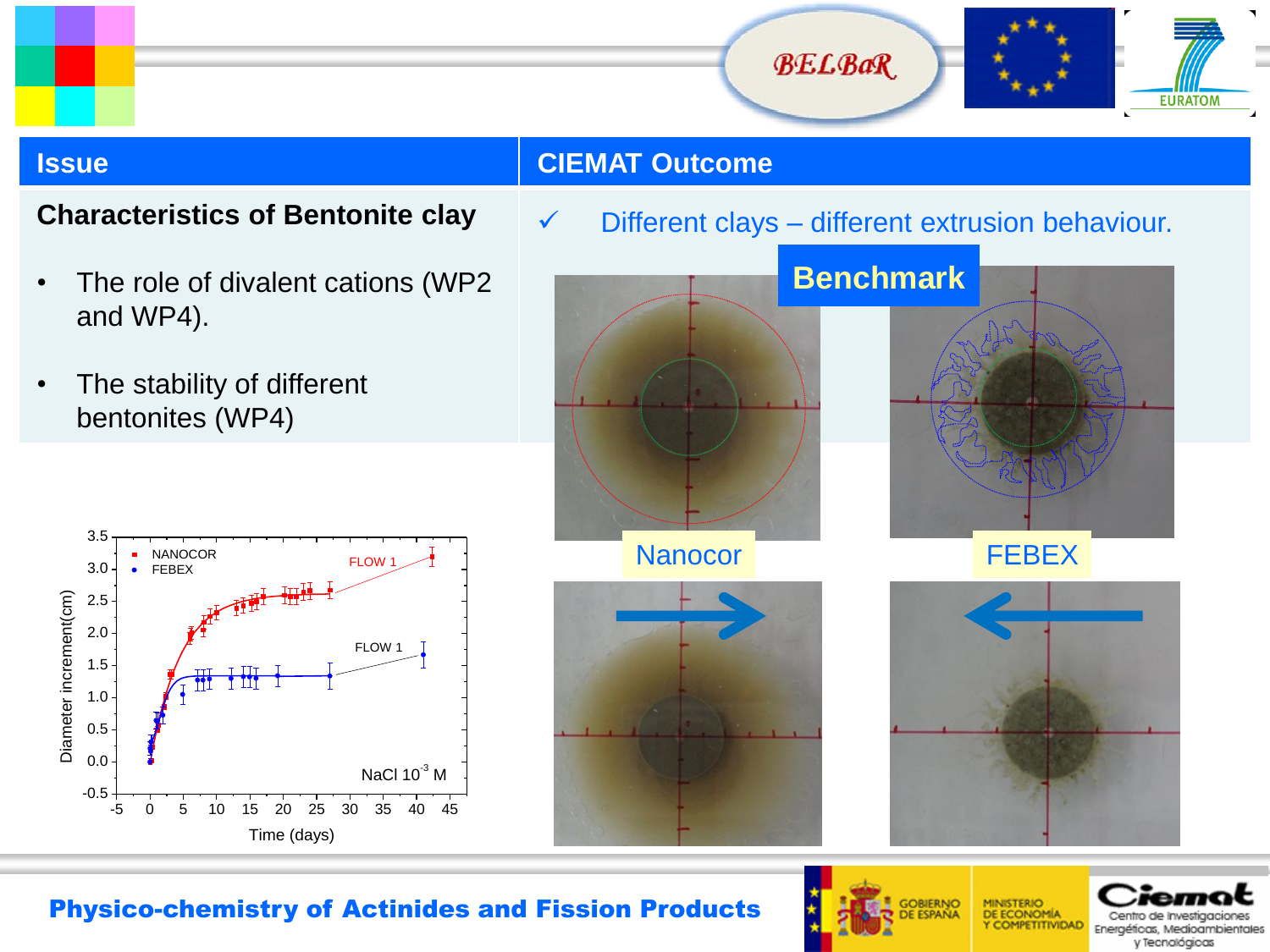| Issue | CIEMAT Outcome |
|---|---|
| **Characteristics of Bentonite clay** | ✓ Different clays – different extrusion behaviour. |

- The role of divalent cations (WP2 and WP4).
- The stability of different bentonites (WP4)

**Benchmark**

Nanocor

FEBEX

NANOCOR
FEBEX

FLOW 1

FLOW 1

NaCl $10^{-3}$ M

Diameter increment(cm)

Time (days)

**Physico-chemistry of Actinides and Fission Products**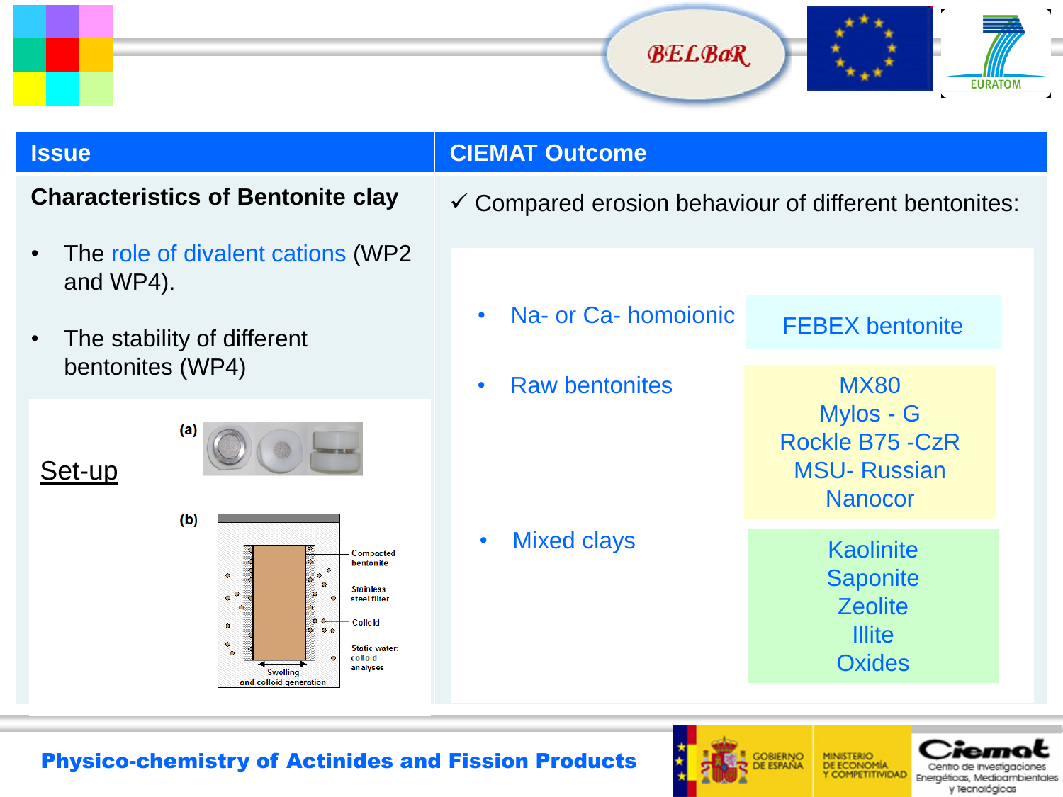| Issue | CIEMAT Outcome |
|---|---|
| **Characteristics of Bentonite clay** | ✓ Compared erosion behaviour of different bentonites: |

**Characteristics of Bentonite clay**

- The role of divalent cations (WP2 and WP4).
- The stability of different bentonites (WP4)

Set-up

(a)

(b)

Compacted bentonite

Stainless steel filter

Colloid

Static water: colloid analyses

Swelling and colloid generation

✓ Compared erosion behaviour of different bentonites:

| | |
|---|---|
| • Na- or Ca- homoionic | FEBEX bentonite |
| • Raw bentonites | MX80<br>Mylos - G<br>Rockle B75 -CzR<br>MSU- Russian<br>Nanocor |
| • Mixed clays | Kaolinite<br>Saponite<br>Zeolite<br>Illite<br>Oxides |

**Physico-chemistry of Actinides and Fission Products**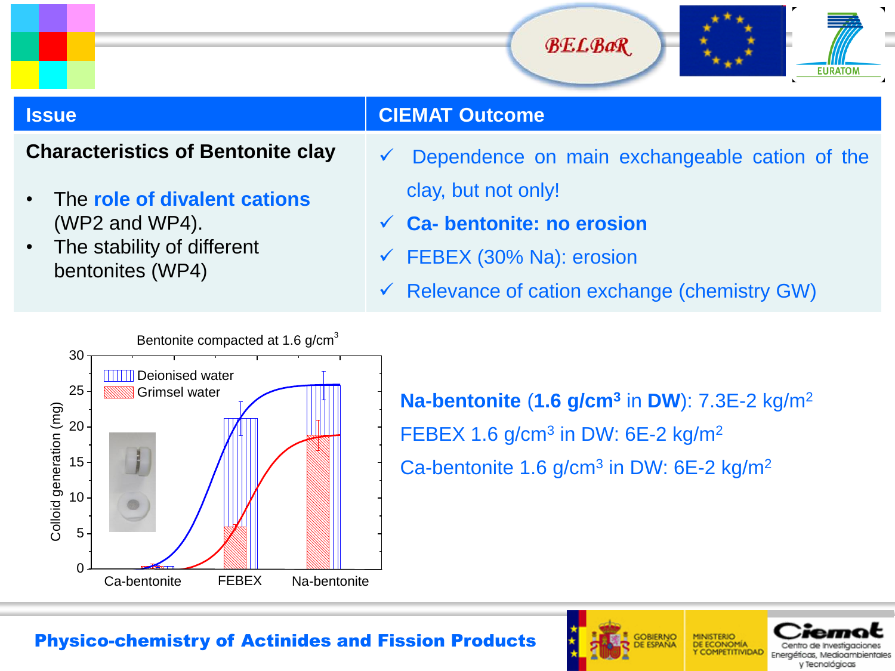| Issue | CIEMAT Outcome |
|---|---|
| **Characteristics of Bentonite clay**<br>• The **role of divalent cations** (WP2 and WP4).<br>• The stability of different bentonites (WP4) | ✓ Dependence on main exchangeable cation of the clay, but not only!<br>✓ **Ca- bentonite: no erosion**<br>✓ FEBEX (30% Na): erosion<br>✓ Relevance of cation exchange (chemistry GW) |

Bentonite compacted at 1.6 g/cm$^3$

**Na-bentonite** (**1.6 g/cm$^3$** in **DW**): 7.3E-2 kg/m$^2$

FEBEX 1.6 g/cm$^3$ in DW: 6E-2 kg/m$^2$

Ca-bentonite 1.6 g/cm$^3$ in DW: 6E-2 kg/m$^2$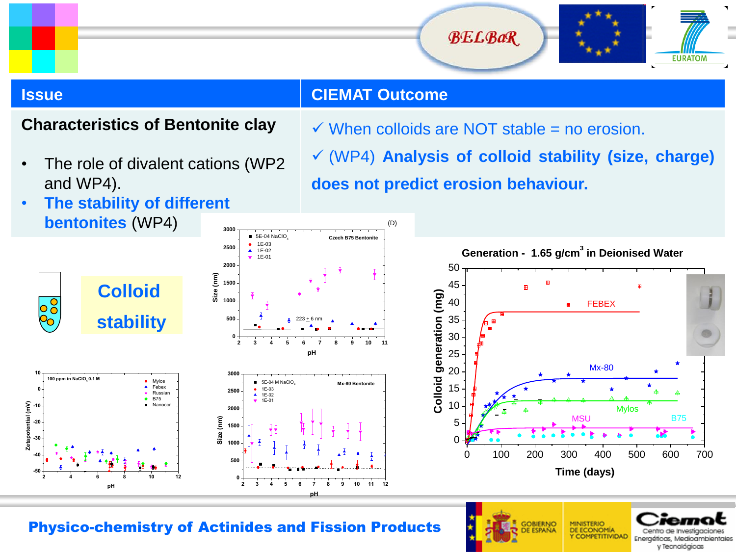| Issue | CIEMAT Outcome |
| --- | --- |
| **Characteristics of Bentonite clay** | ✓ When colloids are NOT stable = no erosion. |
| • The role of divalent cations (WP2 and WP4). | ✓ (WP4) **Analysis of colloid stability (size, charge) does not predict erosion behaviour.** |
| • **The stability of different bentonites** (WP4) | |

**Colloid stability**

Czech B75 Bentonite (D)

Mx-80 Bentonite

Generation - 1.65 g/$cm^3$ in Deionised Water

**Physico-chemistry of Actinides and Fission Products**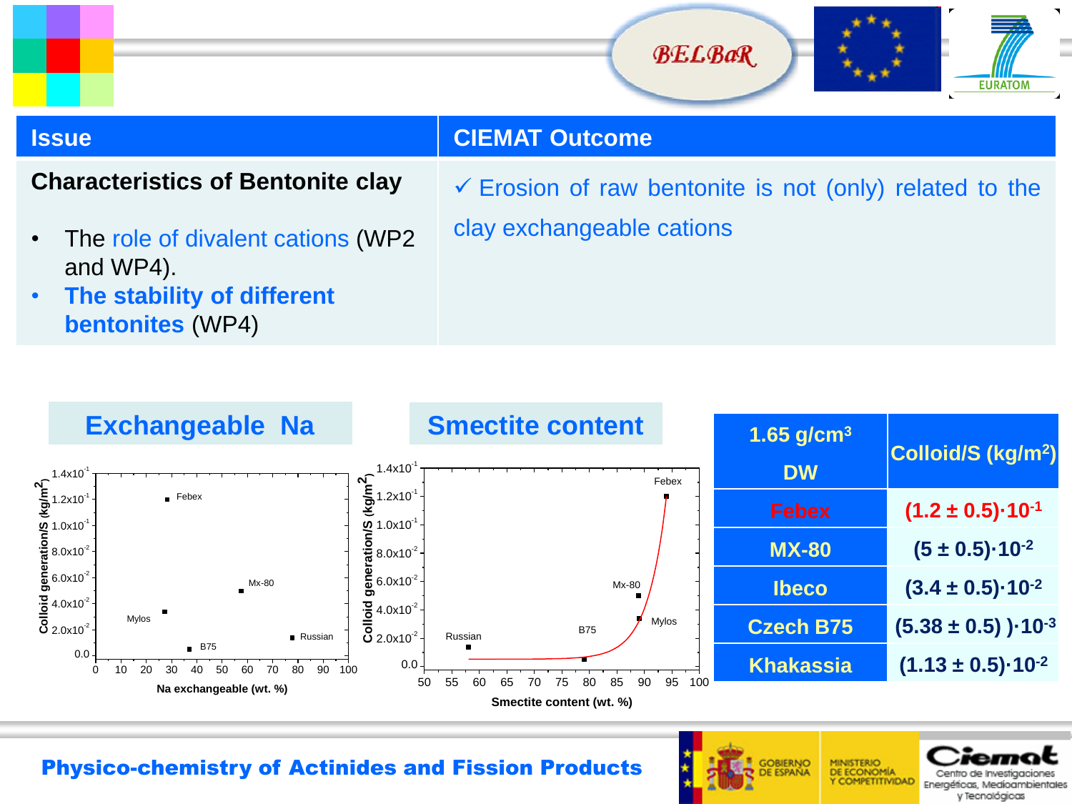| Issue | CIEMAT Outcome |
| --- | --- |
| **Characteristics of Bentonite clay**<br><br>• The role of divalent cations (WP2 and WP4).<br>• **The stability of different bentonites** (WP4) | ✓ Erosion of raw bentonite is not (only) related to the clay exchangeable cations |

## Exchangeable Na

## Smectite content

| 1.65 $g/cm^3$ DW | Colloid/S ($kg/m^2$) |
| --- | --- |
| Febex | $(1.2 \pm 0.5)\cdot 10^{-1}$ |
| MX-80 | $(5 \pm 0.5)\cdot 10^{-2}$ |
| Ibeco | $(3.4 \pm 0.5)\cdot 10^{-2}$ |
| Czech B75 | $(5.38 \pm 0.5)\cdot 10^{-3}$ |
| Khakassia | $(1.13 \pm 0.5)\cdot 10^{-2}$ |

**Physico-chemistry of Actinides and Fission Products**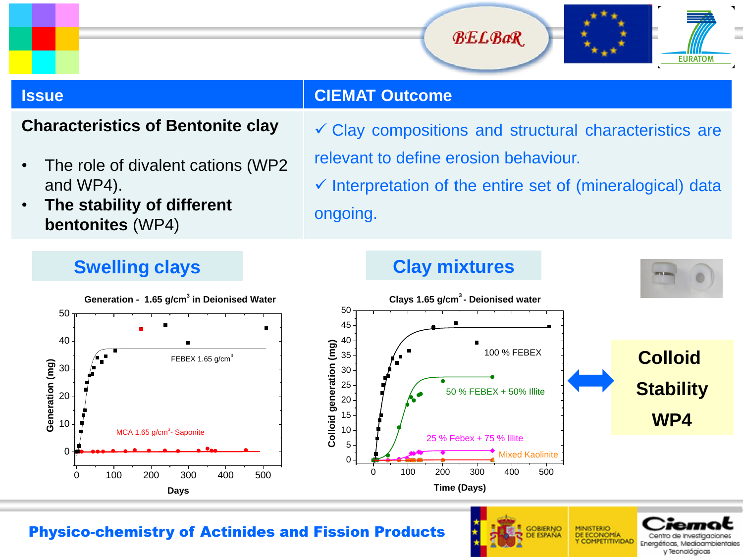| Issue | CIEMAT Outcome |
|---|---|
| **Characteristics of Bentonite clay**<br>• The role of divalent cations (WP2 and WP4).<br>• **The stability of different bentonites** (WP4) | ✓ Clay compositions and structural characteristics are relevant to define erosion behaviour.<br>✓ Interpretation of the entire set of (mineralogical) data ongoing. |

## Swelling clays

**Generation - 1.65 g/cm$^3$ in Deionised Water**

Generation (mg) vs. Days: FEBEX 1.65 g/cm$^3$; MCA 1.65 g/cm$^3$- Saponite

## Clay mixtures

**Clays 1.65 g/cm$^3$ - Deionised water**

Colloid generation (mg) vs. Time (Days): 100 % FEBEX; 50 % FEBEX + 50% Illite; 25 % Febex + 75 % Illite; Mixed Kaolinite

**Colloid Stability WP4**

**Physico-chemistry of Actinides and Fission Products**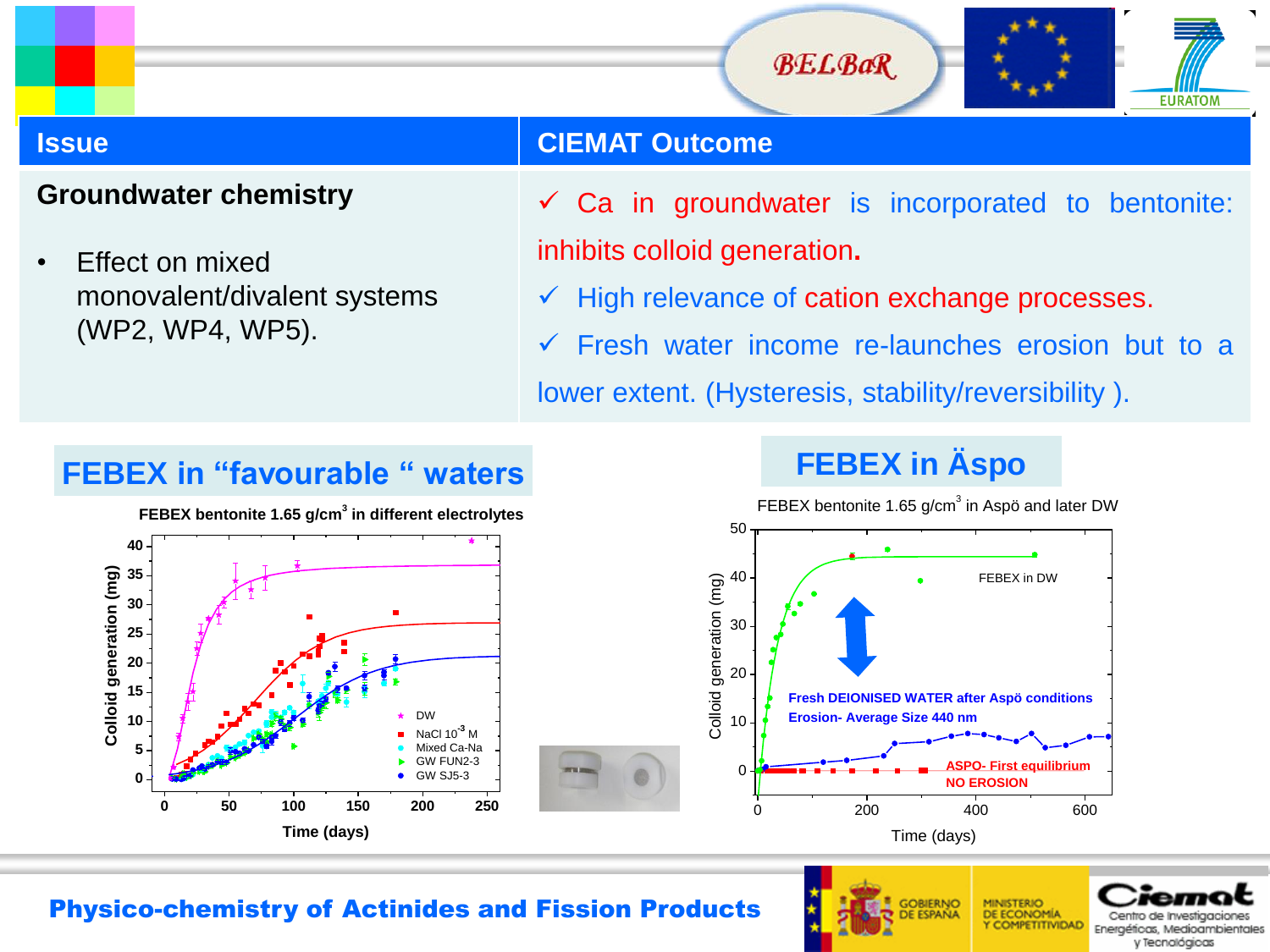| Issue | CIEMAT Outcome |
| --- | --- |
| **Groundwater chemistry**<br><br>• Effect on mixed monovalent/divalent systems (WP2, WP4, WP5). | ✓ Ca in groundwater is incorporated to bentonite: inhibits colloid generation.<br>✓ High relevance of cation exchange processes.<br>✓ Fresh water income re-launches erosion but to a lower extent. (Hysteresis, stability/reversibility ). |

## FEBEX in "favourable " waters

**FEBEX bentonite 1.65 g/cm³ in different electrolytes**

Colloid generation (mg) vs. Time (days)

Legend: DW; NaCl $10^{-3}$ M; Mixed Ca-Na; GW FUN2-3; GW SJ5-3

## FEBEX in Äspo

FEBEX bentonite 1.65 g/cm³ in Aspö and later DW

Colloid generation (mg) vs. Time (days)

FEBEX in DW

**Fresh DEIONISED WATER after Aspö conditions**
**Erosion- Average Size 440 nm**

**ASPO- First equilibrium**
**NO EROSION**

**Physico-chemistry of Actinides and Fission Products**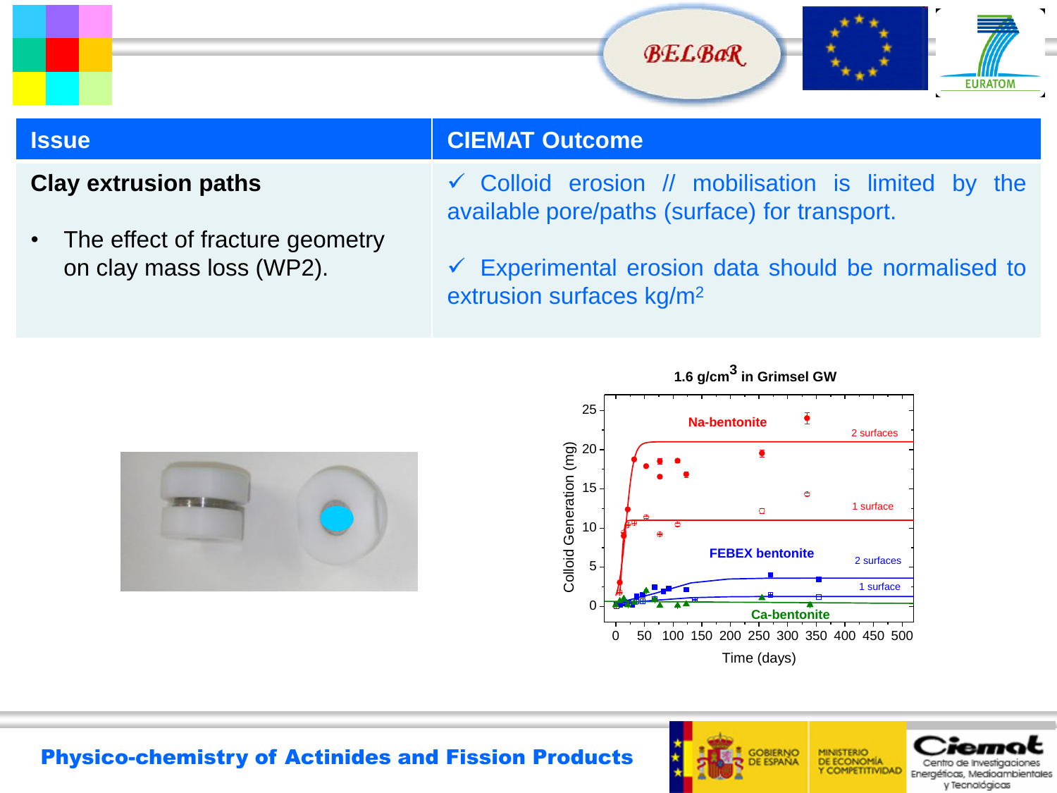| Issue | CIEMAT Outcome |
|---|---|
| **Clay extrusion paths**<br><br>• The effect of fracture geometry on clay mass loss (WP2). | ✓ Colloid erosion // mobilisation is limited by the available pore/paths (surface) for transport.<br><br>✓ Experimental erosion data should be normalised to extrusion surfaces kg/$m^2$ |

**1.6 g/$cm^3$ in Grimsel GW**

Colloid Generation (mg) vs. Time (days)

- Na-bentonite: 2 surfaces, 1 surface
- FEBEX bentonite: 2 surfaces, 1 surface
- Ca-bentonite

Physico-chemistry of Actinides and Fission Products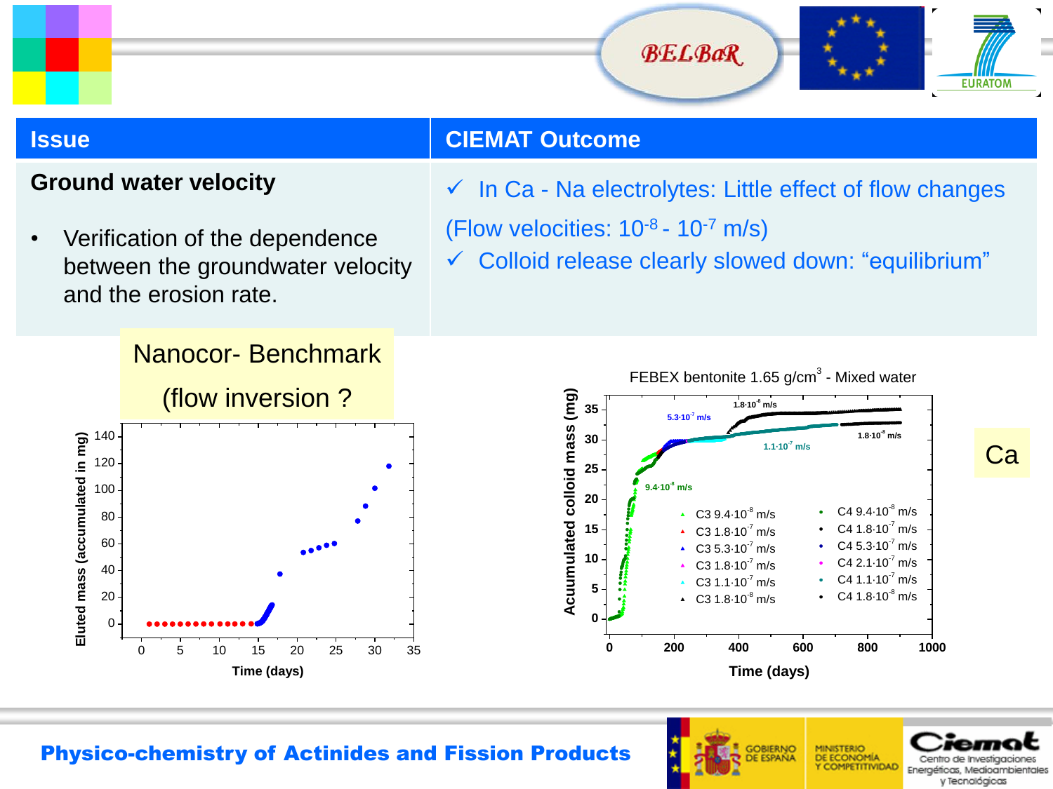| Issue | CIEMAT Outcome |
| --- | --- |
| **Ground water velocity**<br><br>• Verification of the dependence between the groundwater velocity and the erosion rate. | ✓ In Ca - Na electrolytes: Little effect of flow changes (Flow velocities: $10^{-8}$ - $10^{-7}$ m/s)<br>✓ Colloid release clearly slowed down: "equilibrium" |

Nanocor- Benchmark

(flow inversion ?)

FEBEX bentonite 1.65 g/cm$^3$ - Mixed water

Ca

**Physico-chemistry of Actinides and Fission Products**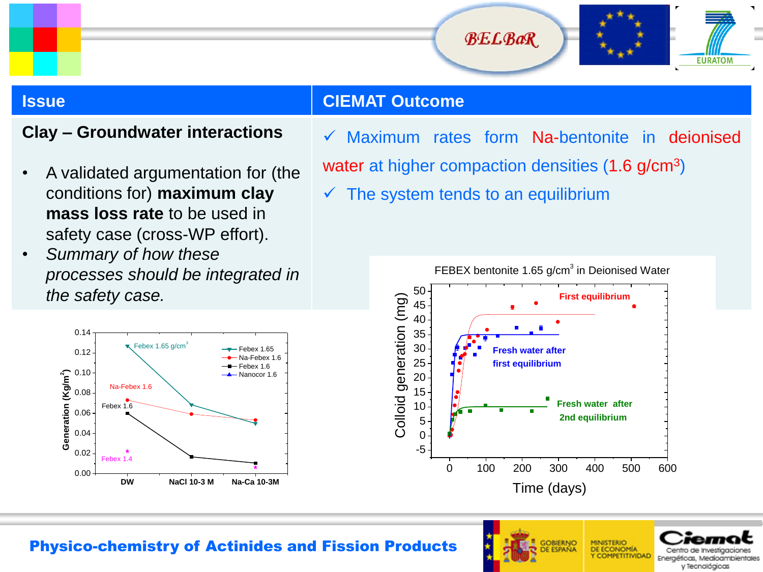| Issue | CIEMAT Outcome |
| --- | --- |
| **Clay – Groundwater interactions** | ✓ Maximum rates form Na-bentonite in deionised water at higher compaction densities (1.6 $g/cm^3$) |
| • A validated argumentation for (the conditions for) **maximum clay mass loss rate** to be used in safety case (cross-WP effort). <br> • *Summary of how these processes should be integrated in the safety case.* | ✓ The system tends to an equilibrium |

FEBEX bentonite 1.65 $g/cm^3$ in Deionised Water

**Physico-chemistry of Actinides and Fission Products**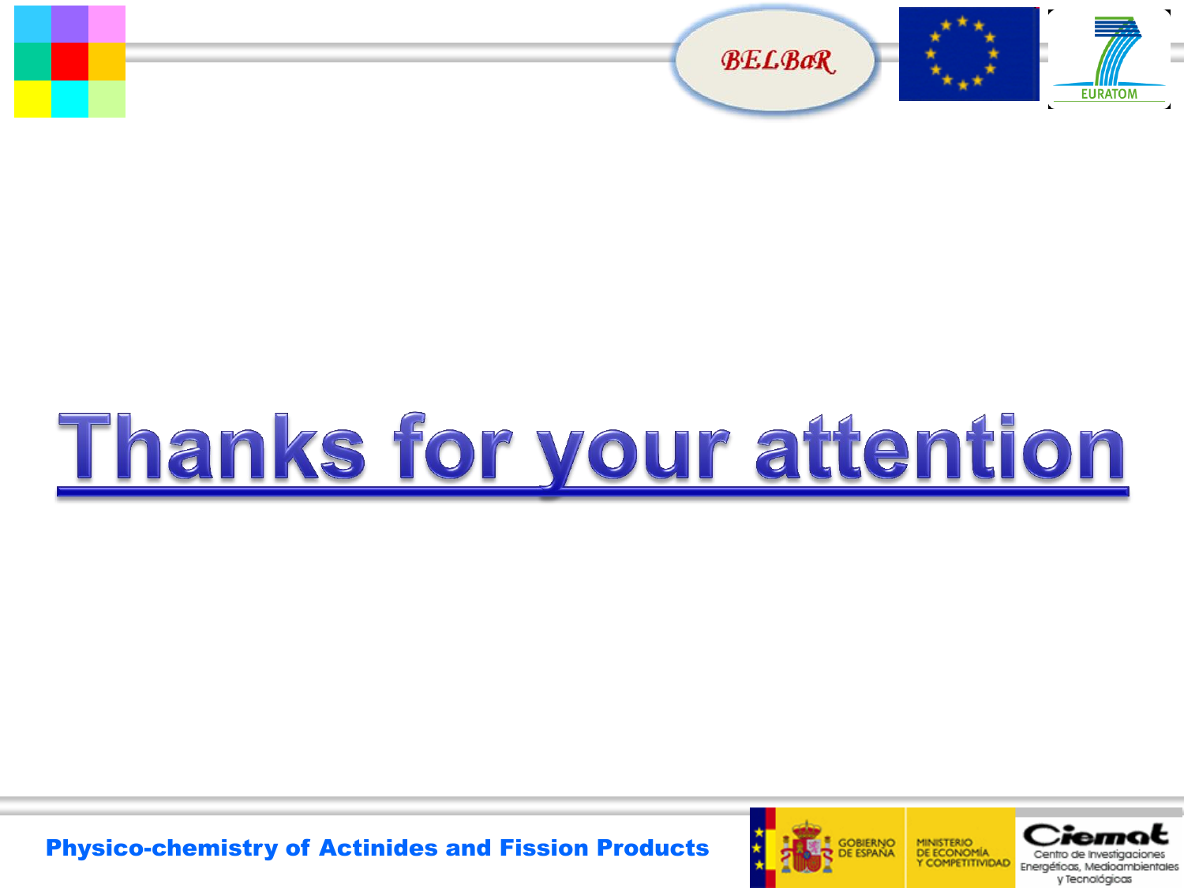# Thanks for your attention